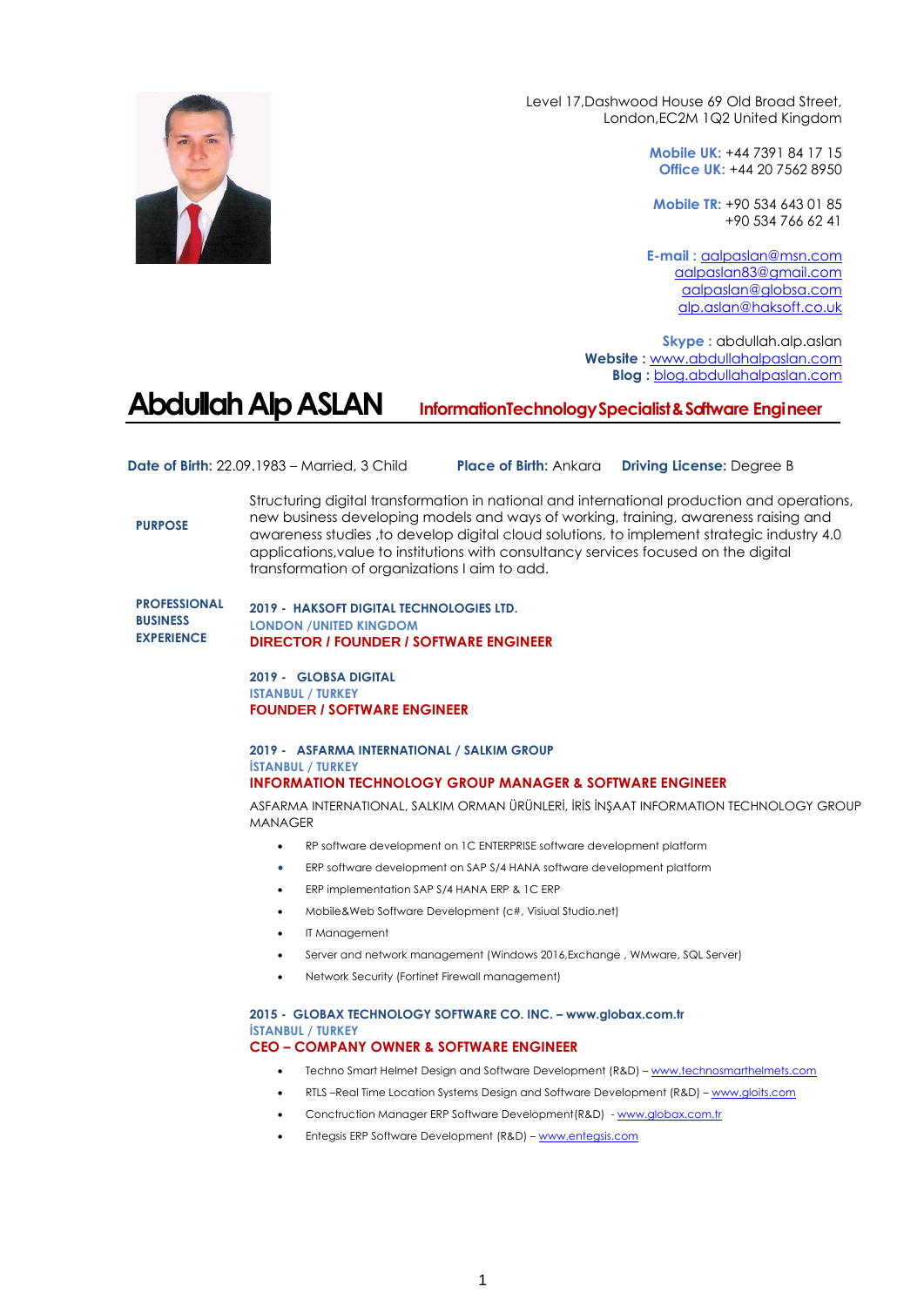Level 17,Dashwood House 69 Old Broad Street,
London,EC2M 1Q2 United Kingdom

**Mobile UK:** +44 7391 84 17 15
**Office UK:** +44 20 7562 8950

**Mobile TR:** +90 534 643 01 85
+90 534 766 62 41

**E-mail :** aalpaslan@msn.com
aalpaslan83@gmail.com
aalpaslan@globsa.com
alp.aslan@haksoft.co.uk

**Skype :** abdullah.alp.aslan
**Website :** www.abdullahalpaslan.com
**Blog :** blog.abdullahalpaslan.com

# Abdullah Alp ASLAN

**InformationTechnology Specialist & Software Engineer**

**Date of Birth:** 22.09.1983 – Married, 3 Child **Place of Birth:** Ankara **Driving License:** Degree B

## PURPOSE

Structuring digital transformation in national and international production and operations, new business developing models and ways of working, training, awareness raising and awareness studies ,to develop digital cloud solutions, to implement strategic industry 4.0 applications,value to institutions with consultancy services focused on the digital transformation of organizations I aim to add.

## PROFESSIONAL BUSINESS EXPERIENCE

**2019 - HAKSOFT DIGITAL TECHNOLOGIES LTD.**
**LONDON /UNITED KINGDOM**
**DIRECTOR / FOUNDER / SOFTWARE ENGINEER**

**2019 - GLOBSA DIGITAL**
**ISTANBUL / TURKEY**
**FOUNDER / SOFTWARE ENGINEER**

**2019 - ASFARMA INTERNATIONAL / SALKIM GROUP**
**İSTANBUL / TURKEY**
**INFORMATION TECHNOLOGY GROUP MANAGER & SOFTWARE ENGINEER**

ASFARMA INTERNATIONAL, SALKIM ORMAN ÜRÜNLERİ, İRİS İNŞAAT INFORMATION TECHNOLOGY GROUP MANAGER

- RP software development on 1C ENTERPRISE software development platform
- ERP software development on SAP S/4 HANA software development platform
- ERP implementation SAP S/4 HANA ERP & 1C ERP
- Mobile&Web Software Development (c#, Visiual Studio.net)
- IT Management
- Server and network management (Windows 2016,Exchange , WMware, SQL Server)
- Network Security (Fortinet Firewall management)

**2015 - GLOBAX TECHNOLOGY SOFTWARE CO. INC. – www.globax.com.tr**
**İSTANBUL / TURKEY**
**CEO – COMPANY OWNER & SOFTWARE ENGINEER**

- Techno Smart Helmet Design and Software Development (R&D) – www.technosmarthelmets.com
- RTLS –Real Time Location Systems Design and Software Development (R&D) – www.gloits.com
- Conctruction Manager ERP Software Development(R&D) - www.globax.com.tr
- Entegsis ERP Software Development (R&D) – www.entegsis.com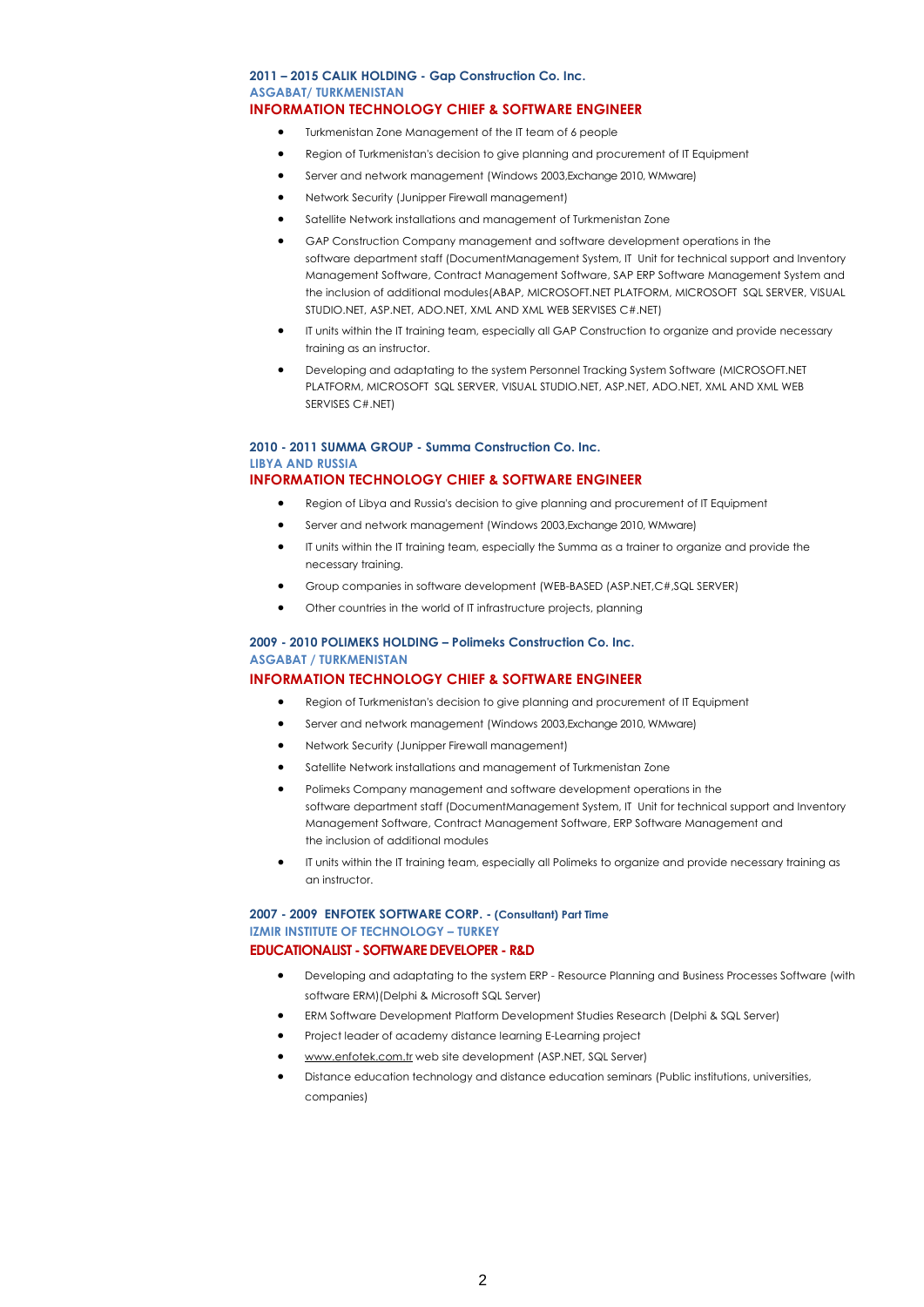**2011 – 2015 CALIK HOLDING - Gap Construction Co. Inc.**
**ASGABAT/ TURKMENISTAN**
### INFORMATION TECHNOLOGY CHIEF & SOFTWARE ENGINEER

- Turkmenistan Zone Management of the IT team of 6 people
- Region of Turkmenistan's decision to give planning and procurement of IT Equipment
- Server and network management (Windows 2003,Exchange 2010, WMware)
- Network Security (Junipper Firewall management)
- Satellite Network installations and management of Turkmenistan Zone
- GAP Construction Company management and software development operations in the software department staff (DocumentManagement System, IT Unit for technical support and Inventory Management Software, Contract Management Software, SAP ERP Software Management System and the inclusion of additional modules(ABAP, MICROSOFT.NET PLATFORM, MICROSOFT SQL SERVER, VISUAL STUDIO.NET, ASP.NET, ADO.NET, XML AND XML WEB SERVISES C#.NET)
- IT units within the IT training team, especially all GAP Construction to organize and provide necessary training as an instructor.
- Developing and adaptating to the system Personnel Tracking System Software (MICROSOFT.NET PLATFORM, MICROSOFT SQL SERVER, VISUAL STUDIO.NET, ASP.NET, ADO.NET, XML AND XML WEB SERVISES C#.NET)

**2010 - 2011 SUMMA GROUP - Summa Construction Co. Inc.**
**LIBYA AND RUSSIA**
### INFORMATION TECHNOLOGY CHIEF & SOFTWARE ENGINEER

- Region of Libya and Russia's decision to give planning and procurement of IT Equipment
- Server and network management (Windows 2003,Exchange 2010, WMware)
- IT units within the IT training team, especially the Summa as a trainer to organize and provide the necessary training.
- Group companies in software development (WEB-BASED (ASP.NET,C#,SQL SERVER)
- Other countries in the world of IT infrastructure projects, planning

**2009 - 2010 POLIMEKS HOLDING – Polimeks Construction Co. Inc.**
**ASGABAT / TURKMENISTAN**
### INFORMATION TECHNOLOGY CHIEF & SOFTWARE ENGINEER

- Region of Turkmenistan's decision to give planning and procurement of IT Equipment
- Server and network management (Windows 2003,Exchange 2010, WMware)
- Network Security (Junipper Firewall management)
- Satellite Network installations and management of Turkmenistan Zone
- Polimeks Company management and software development operations in the software department staff (DocumentManagement System, IT Unit for technical support and Inventory Management Software, Contract Management Software, ERP Software Management and the inclusion of additional modules
- IT units within the IT training team, especially all Polimeks to organize and provide necessary training as an instructor.

**2007 - 2009 ENFOTEK SOFTWARE CORP. - (Consultant) Part Time**
**IZMIR INSTITUTE OF TECHNOLOGY – TURKEY**
### EDUCATIONALIST - SOFTWARE DEVELOPER - R&D

- Developing and adaptating to the system ERP - Resource Planning and Business Processes Software (with software ERM)(Delphi & Microsoft SQL Server)
- ERM Software Development Platform Development Studies Research (Delphi & SQL Server)
- Project leader of academy distance learning E-Learning project
- www.enfotek.com.tr web site development (ASP.NET, SQL Server)
- Distance education technology and distance education seminars (Public institutions, universities, companies)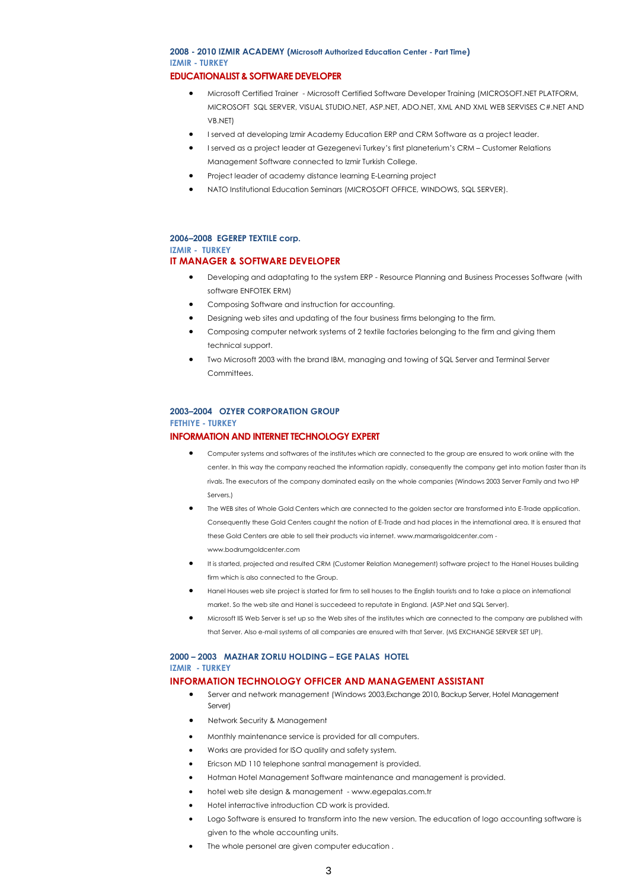**2008 - 2010 IZMIR ACADEMY (Microsoft Authorized Education Center - Part Time)**
**IZMIR - TURKEY**
**EDUCATIONALIST & SOFTWARE DEVELOPER**

- Microsoft Certified Trainer - Microsoft Certified Software Developer Training (MICROSOFT.NET PLATFORM, MICROSOFT SQL SERVER, VISUAL STUDIO.NET, ASP.NET, ADO.NET, XML AND XML WEB SERVISES C#.NET AND VB.NET)
- I served at developing Izmir Academy Education ERP and CRM Software as a project leader.
- I served as a project leader at Gezegenevi Turkey's first planeterium's CRM – Customer Relations Management Software connected to Izmir Turkish College.
- Project leader of academy distance learning E-Learning project
- NATO Institutional Education Seminars (MICROSOFT OFFICE, WINDOWS, SQL SERVER).

**2006–2008 EGEREP TEXTILE corp.**
**IZMIR - TURKEY**
**IT MANAGER & SOFTWARE DEVELOPER**

- Developing and adaptating to the system ERP - Resource Planning and Business Processes Software (with software ENFOTEK ERM)
- Composing Software and instruction for accounting.
- Designing web sites and updating of the four business firms belonging to the firm.
- Composing computer network systems of 2 textile factories belonging to the firm and giving them technical support.
- Two Microsoft 2003 with the brand IBM, managing and towing of SQL Server and Terminal Server Committees.

**2003–2004 OZYER CORPORATION GROUP**
**FETHIYE - TURKEY**
**INFORMATION AND INTERNET TECHNOLOGY EXPERT**

- Computer systems and softwares of the institutes which are connected to the group are ensured to work online with the center. In this way the company reached the information rapidly, consequently the company get into motion faster than its rivals. The executors of the company dominated easily on the whole companies (Windows 2003 Server Family and two HP Servers.)
- The WEB sites of Whole Gold Centers which are connected to the golden sector are transformed into E-Trade application. Consequently these Gold Centers caught the notion of E-Trade and had places in the international area. It is ensured that these Gold Centers are able to sell their products via internet. www.marmarisgoldcenter.com - www.bodrumgoldcenter.com
- It is started, projected and resulted CRM (Customer Relation Manegement) software project to the Hanel Houses building firm which is also connected to the Group.
- Hanel Houses web site project is started for firm to sell houses to the English tourists and to take a place on international market. So the web site and Hanel is succedeed to reputate in England. (ASP.Net and SQL Server).
- Microsoft IIS Web Server is set up so the Web sites of the institutes which are connected to the company are published with that Server. Also e-mail systems of all companies are ensured with that Server. (MS EXCHANGE SERVER SET UP).

**2000 – 2003 MAZHAR ZORLU HOLDING – EGE PALAS HOTEL**
**IZMIR - TURKEY**
**INFORMATION TECHNOLOGY OFFICER AND MANAGEMENT ASSISTANT**

- Server and network management (Windows 2003,Exchange 2010, Backup Server, Hotel Management Server)
- Network Security & Management
- Monthly maintenance service is provided for all computers.
- Works are provided for ISO quality and safety system.
- Ericson MD 110 telephone santral management is provided.
- Hotman Hotel Management Software maintenance and management is provided.
- hotel web site design & management - www.egepalas.com.tr
- Hotel interractive introduction CD work is provided.
- Logo Software is ensured to transform into the new version. The education of logo accounting software is given to the whole accounting units.
- The whole personel are given computer education .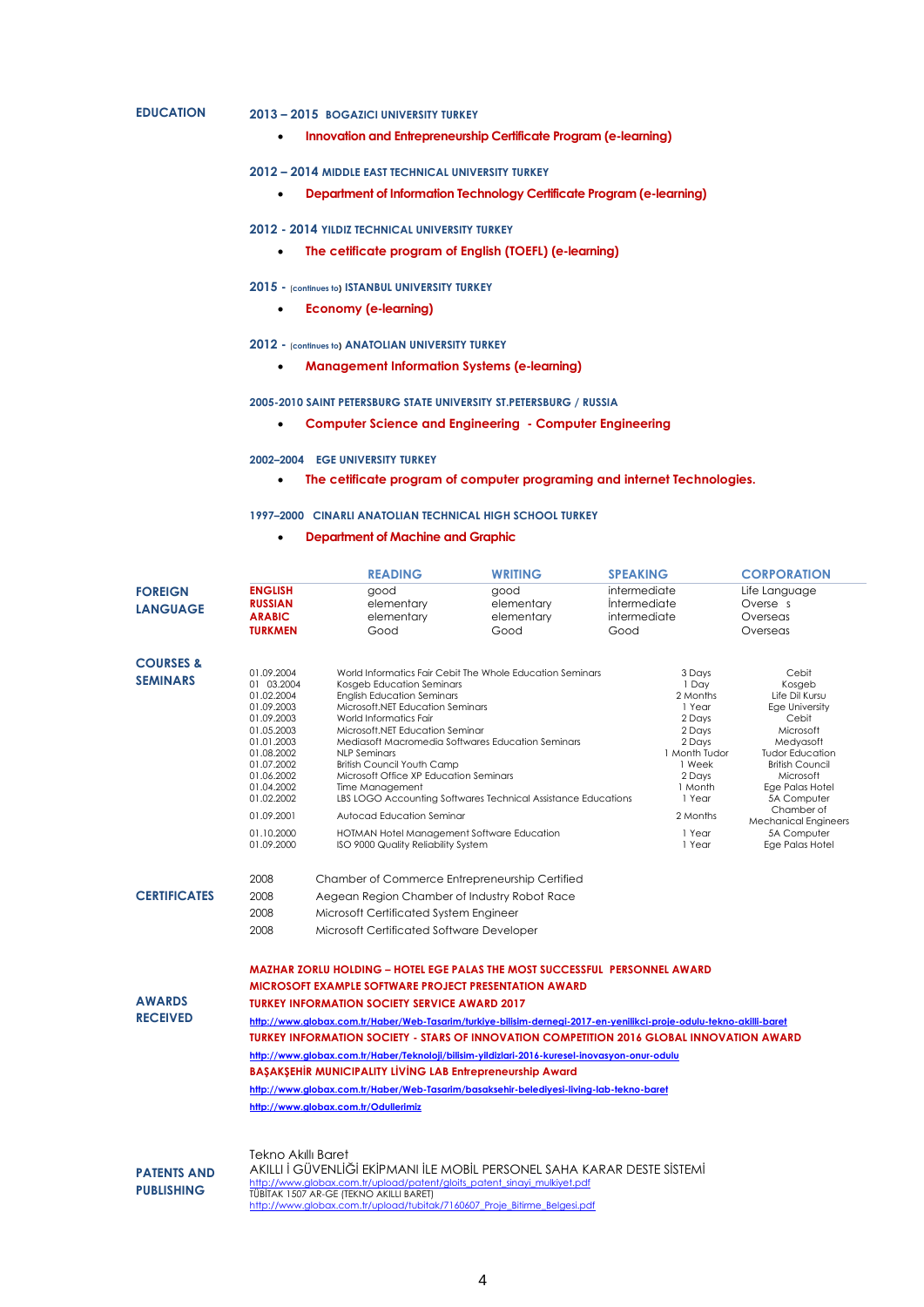## EDUCATION

**2013 – 2015 BOGAZICI UNIVERSITY TURKEY**

- **Innovation and Entrepreneurship Certificate Program (e-learning)**

**2012 – 2014 MIDDLE EAST TECHNICAL UNIVERSITY TURKEY**

- **Department of Information Technology Certificate Program (e-learning)**

**2012 - 2014 YILDIZ TECHNICAL UNIVERSITY TURKEY**

- **The cetificate program of English (TOEFL) (e-learning)**

**2015 - (continues to) ISTANBUL UNIVERSITY TURKEY**

- **Economy (e-learning)**

**2012 - (continues to) ANATOLIAN UNIVERSITY TURKEY**

- **Management Information Systems (e-learning)**

**2005-2010 SAINT PETERSBURG STATE UNIVERSITY ST.PETERSBURG / RUSSIA**

- **Computer Science and Engineering - Computer Engineering**

**2002–2004 EGE UNIVERSITY TURKEY**

- **The cetificate program of computer programing and internet Technologies.**

**1997–2000 CINARLI ANATOLIAN TECHNICAL HIGH SCHOOL TURKEY**

- **Department of Machine and Graphic**

## FOREIGN LANGUAGE

| | READING | WRITING | SPEAKING | CORPORATION |
|---|---|---|---|---|
| **ENGLISH** | good | good | intermediate | Life Language |
| **RUSSIAN** | elementary | elementary | İntermediate | Overse s |
| **ARABIC** | elementary | elementary | intermediate | Overseas |
| **TURKMEN** | Good | Good | Good | Overseas |

## COURSES & SEMINARS

| | | | |
|---|---|---|---|
| 01.09.2004 | World Informatics Fair Cebit The Whole Education Seminars | 3 Days | Cebit |
| 01 03.2004 | Kosgeb Education Seminars | 1 Day | Kosgeb |
| 01.02.2004 | English Education Seminars | 2 Months | Life Dil Kursu |
| 01.09.2003 | Microsoft.NET Education Seminars | 1 Year | Ege University |
| 01.09.2003 | World Informatics Fair | 2 Days | Cebit |
| 01.05.2003 | Microsoft.NET Education Seminar | 2 Days | Microsoft |
| 01.01.2003 | Mediasoft Macromedia Softwares Education Seminars | 2 Days | Medyasoft |
| 01.08.2002 | NLP Seminars | 1 Month Tudor | Tudor Education |
| 01.07.2002 | British Council Youth Camp | 1 Week | British Council |
| 01.06.2002 | Microsoft Office XP Education Seminars | 2 Days | Microsoft |
| 01.04.2002 | Time Management | 1 Month | Ege Palas Hotel |
| 01.02.2002 | LBS LOGO Accounting Softwares Technical Assistance Educations | 1 Year | 5A Computer |
| 01.09.2001 | Autocad Education Seminar | 2 Months | Chamber of Mechanical Engineers |
| 01.10.2000 | HOTMAN Hotel Management Software Education | 1 Year | 5A Computer |
| 01.09.2000 | ISO 9000 Quality Reliability System | 1 Year | Ege Palas Hotel |

## CERTIFICATES

| | |
|---|---|
| 2008 | Chamber of Commerce Entrepreneurship Certified |
| 2008 | Aegean Region Chamber of Industry Robot Race |
| 2008 | Microsoft Certificated System Engineer |
| 2008 | Microsoft Certificated Software Developer |

## AWARDS RECEIVED

**MAZHAR ZORLU HOLDING – HOTEL EGE PALAS THE MOST SUCCESSFUL PERSONNEL AWARD**

**MICROSOFT EXAMPLE SOFTWARE PROJECT PRESENTATION AWARD**

**TURKEY INFORMATION SOCIETY SERVICE AWARD 2017**

http://www.globax.com.tr/Haber/Web-Tasarim/turkiye-bilisim-dernegi-2017-en-yenilikci-proje-odulu-tekno-akilli-baret

**TURKEY INFORMATION SOCIETY - STARS OF INNOVATION COMPETITION 2016 GLOBAL INNOVATION AWARD**

http://www.globax.com.tr/Haber/Teknoloji/bilisim-yildizlari-2016-kuresel-inovasyon-onur-odulu

**BAŞAKŞEHİR MUNICIPALITY LİVİNG LAB Entrepreneurship Award**

http://www.globax.com.tr/Haber/Web-Tasarim/basaksehir-belediyesi-living-lab-tekno-baret

http://www.globax.com.tr/Odullerimiz

## PATENTS AND PUBLISHING

Tekno Akıllı Baret

AKILLI İ GÜVENLİĞİ EKİPMANI İLE MOBİL PERSONEL SAHA KARAR DESTE SİSTEMİ

http://www.globax.com.tr/upload/patent/gloits_patent_sinayi_mulkiyet.pdf

TÜBİTAK 1507 AR-GE (TEKNO AKILLI BARET)

http://www.globax.com.tr/upload/tubitak/7160607_Proje_Bitirme_Belgesi.pdf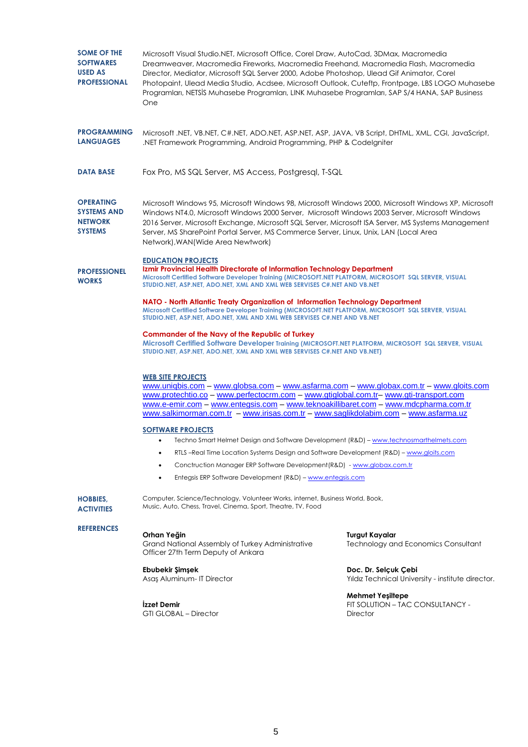**SOME OF THE SOFTWARES USED AS PROFESSIONAL**

Microsoft Visual Studio.NET, Microsoft Office, Corel Draw, AutoCad, 3DMax, Macromedia Dreamweaver, Macromedia Fireworks, Macromedia Freehand, Macromedia Flash, Macromedia Director, Mediator, Microsoft SQL Server 2000, Adobe Photoshop, Ulead Gif Animator, Corel Photopaint, Ulead Media Studio, Acdsee, Microsoft Outlook, Cuteftp, Frontpage, LBS LOGO Muhasebe Programları, NETSİS Muhasebe Programları, LINK Muhasebe Programları, SAP S/4 HANA, SAP Business One

**PROGRAMMING LANGUAGES**

Microsoft .NET, VB.NET, C#.NET, ADO.NET, ASP.NET, ASP, JAVA, VB Script, DHTML, XML, CGI, JavaScript, .NET Framework Programming, Android Programming, PHP & CodeIgniter

**DATA BASE**

Fox Pro, MS SQL Server, MS Access, Postgresql, T-SQL

**OPERATING SYSTEMS AND NETWORK SYSTEMS**

Microsoft Windows 95, Microsoft Windows 98, Microsoft Windows 2000, Microsoft Windows XP, Microsoft Windows NT4.0, Microsoft Windows 2000 Server, Microsoft Windows 2003 Server, Microsoft Windows 2016 Server, Microsoft Exchange, Microsoft SQL Server, Microsoft ISA Server, MS Systems Management Server, MS SharePoint Portal Server, MS Commerce Server, Linux, Unix, LAN (Local Area Network),WAN(Wide Area Newtwork)

**PROFESSIONEL WORKS**

**EDUCATION PROJECTS**

**Izmir Provincial Health Directorate of Information Technology Department**
Microsoft Certified Software Developer Training (MICROSOFT.NET PLATFORM, MICROSOFT SQL SERVER, VISUAL STUDIO.NET, ASP.NET, ADO.NET, XML AND XML WEB SERVISES C#.NET AND VB.NET

**NATO - North Atlantic Treaty Organization of Information Technology Department**
Microsoft Certified Software Developer Training (MICROSOFT.NET PLATFORM, MICROSOFT SQL SERVER, VISUAL STUDIO.NET, ASP.NET, ADO.NET, XML AND XML WEB SERVISES C#.NET AND VB.NET

**Commander of the Navy of the Republic of Turkey**
Microsoft Certified Software Developer Training (MICROSOFT.NET PLATFORM, MICROSOFT SQL SERVER, VISUAL STUDIO.NET, ASP.NET, ADO.NET, XML AND XML WEB SERVISES C#.NET AND VB.NET)

**WEB SITE PROJECTS**

www.uniqbis.com – www.globsa.com – www.asfarma.com – www.globax.com.tr – www.gloits.com
www.protechtio.co – www.perfectocrm.com – www.gtiglobal.com.tr– www.gti-transport.com
www.e-emir.com – www.entegsis.com – www.teknoakillibaret.com – www.mdcpharma.com.tr
www.salkimorman.com.tr – www.irisas.com.tr – www.saglikdolabim.com – www.asfarma.uz

**SOFTWARE PROJECTS**

- Techno Smart Helmet Design and Software Development (R&D) – www.technosmarthelmets.com
- RTLS –Real Time Location Systems Design and Software Development (R&D) – www.gloits.com
- Conctruction Manager ERP Software Development(R&D) - www.globax.com.tr
- Entegsis ERP Software Development (R&D) – www.entegsis.com

**HOBBIES, ACTIVITIES**

Computer, Science/Technology, Volunteer Works, internet, Business World, Book, Music, Auto, Chess, Travel, Cinema, Sport, Theatre, TV, Food

**REFERENCES**

**Orhan Yeğin**
Grand National Assembly of Turkey Administrative Officer 27th Term Deputy of Ankara

**Turgut Kayalar**
Technology and Economics Consultant

**Ebubekir Şimşek**
Asaş Aluminum- IT Director

**Doc. Dr. Selçuk Çebi**
Yıldız Technical University - institute director.

**Mehmet Yeşiltepe**
FIT SOLUTION – TAC CONSULTANCY - Director

**İzzet Demir**
GTI GLOBAL – Director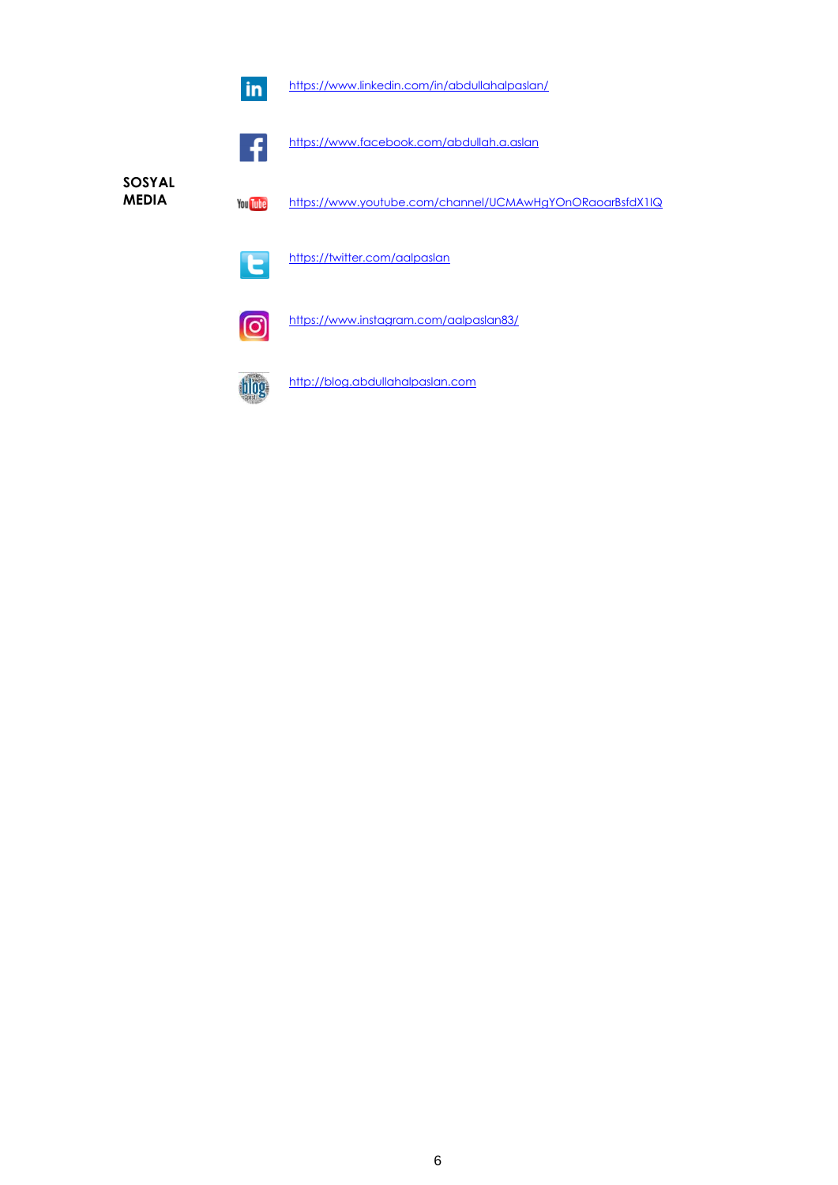| | |
|---|---|
| **SOSYAL MEDIA** | https://www.linkedin.com/in/abdullahalpaslan/ |
| | https://www.facebook.com/abdullah.a.aslan |
| | https://www.youtube.com/channel/UCMAwHgYOnORaoarBsfdX1IQ |
| | https://twitter.com/aalpaslan |
| | https://www.instagram.com/aalpaslan83/ |
| | http://blog.abdullahalpaslan.com |